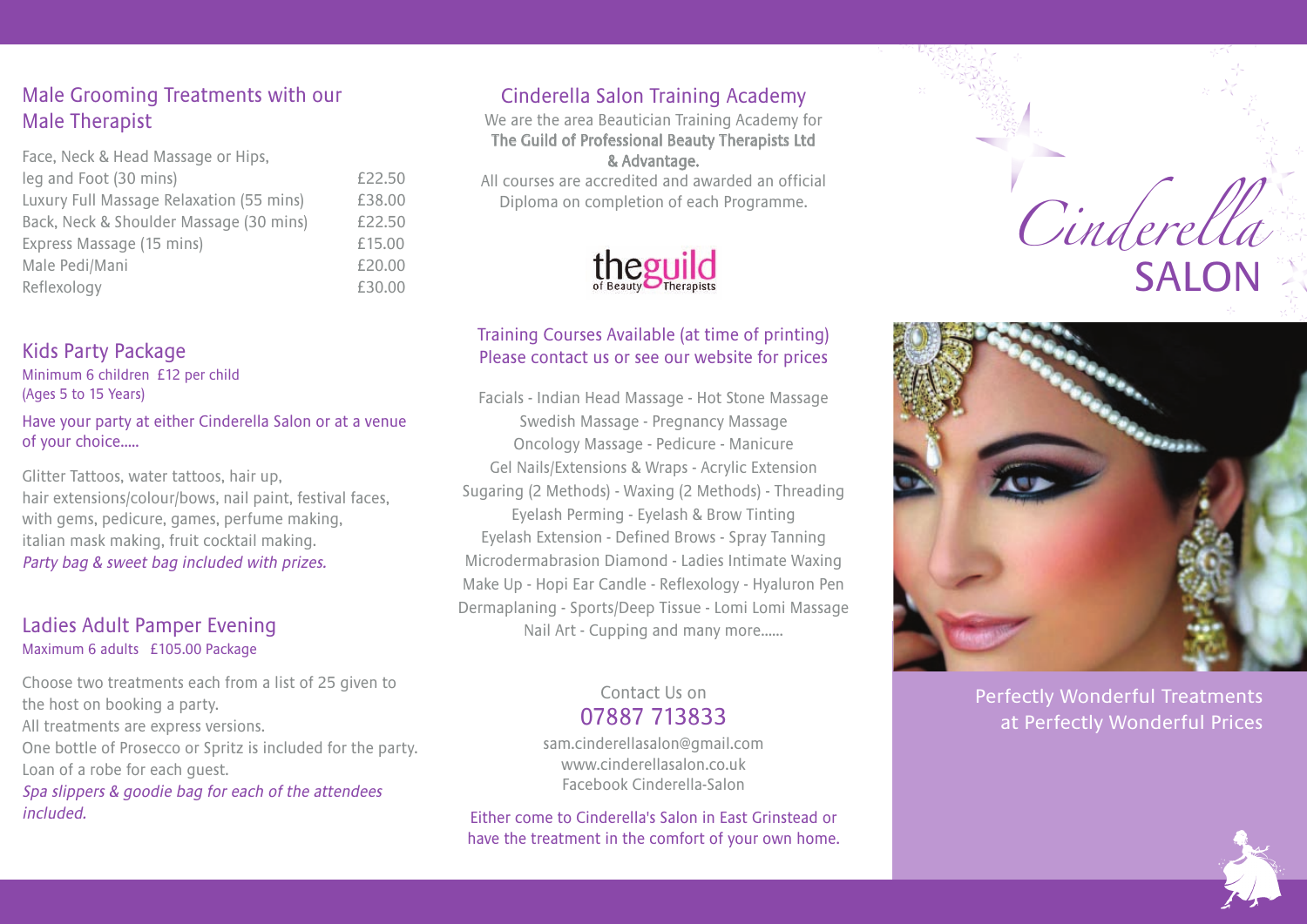## Male Grooming Treatments with our Male Therapist

| Treatment | Price |
|---|---|
| Face, Neck & Head Massage or Hips, leg and Foot (30 mins) | £22.50 |
| Luxury Full Massage Relaxation (55 mins) | £38.00 |
| Back, Neck & Shoulder Massage (30 mins) | £22.50 |
| Express Massage (15 mins) | £15.00 |
| Male Pedi/Mani | £20.00 |
| Reflexology | £30.00 |

## Kids Party Package

Minimum 6 children £12 per child
(Ages 5 to 15 Years)

Have your party at either Cinderella Salon or at a venue of your choice.....

Glitter Tattoos, water tattoos, hair up,
hair extensions/colour/bows, nail paint, festival faces, with gems, pedicure, games, perfume making, italian mask making, fruit cocktail making.
*Party bag & sweet bag included with prizes.*

## Ladies Adult Pamper Evening

Maximum 6 adults £105.00 Package

Choose two treatments each from a list of 25 given to the host on booking a party.
All treatments are express versions.
One bottle of Prosecco or Spritz is included for the party.
Loan of a robe for each guest.
*Spa slippers & goodie bag for each of the attendees included.*

## Cinderella Salon Training Academy

We are the area Beautician Training Academy for
**The Guild of Professional Beauty Therapists Ltd & Advantage.**
All courses are accredited and awarded an official Diploma on completion of each Programme.

theguild of Beauty Therapists

### Training Courses Available (at time of printing)
### Please contact us or see our website for prices

Facials - Indian Head Massage - Hot Stone Massage
Swedish Massage - Pregnancy Massage
Oncology Massage - Pedicure - Manicure
Gel Nails/Extensions & Wraps - Acrylic Extension
Sugaring (2 Methods) - Waxing (2 Methods) - Threading
Eyelash Perming - Eyelash & Brow Tinting
Eyelash Extension - Defined Brows - Spray Tanning
Microdermabrasion Diamond - Ladies Intimate Waxing
Make Up - Hopi Ear Candle - Reflexology - Hyaluron Pen
Dermaplaning - Sports/Deep Tissue - Lomi Lomi Massage
Nail Art - Cupping and many more......

Contact Us on
**07887 713833**
sam.cinderellasalon@gmail.com
www.cinderellasalon.co.uk
Facebook Cinderella-Salon

Either come to Cinderella's Salon in East Grinstead or have the treatment in the comfort of your own home.

# Cinderella SALON

Perfectly Wonderful Treatments at Perfectly Wonderful Prices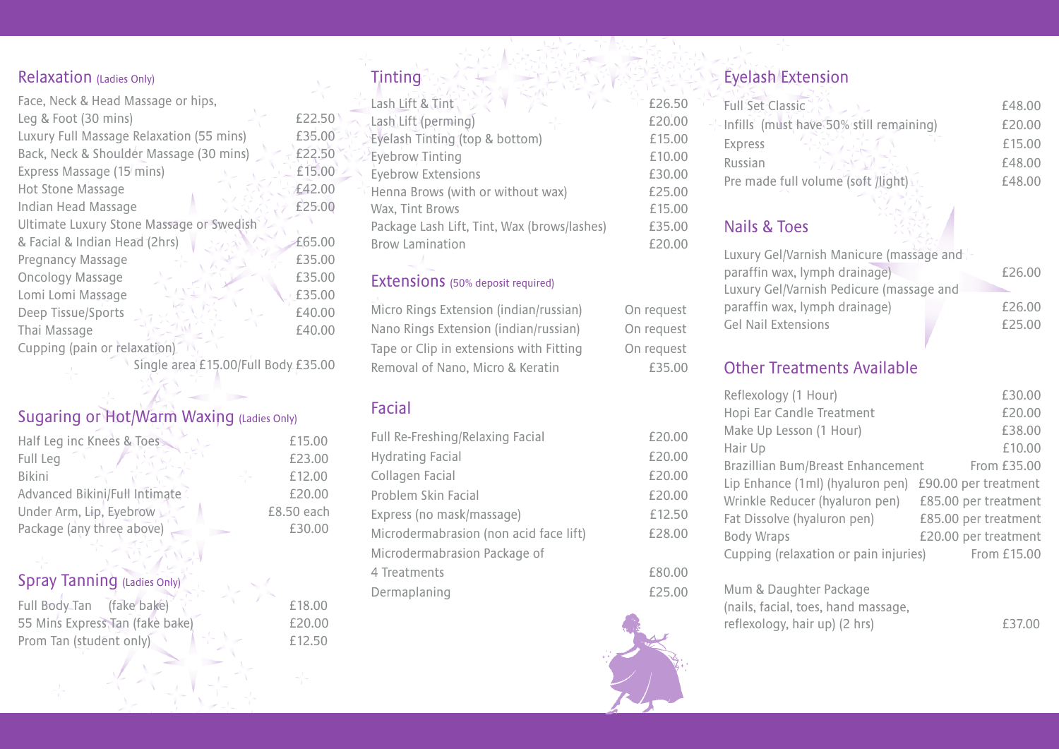## Relaxation (Ladies Only)

| | |
|---|---|
| Face, Neck & Head Massage or hips, Leg & Foot (30 mins) | £22.50 |
| Luxury Full Massage Relaxation (55 mins) | £35.00 |
| Back, Neck & Shoulder Massage (30 mins) | £22.50 |
| Express Massage (15 mins) | £15.00 |
| Hot Stone Massage | £42.00 |
| Indian Head Massage | £25.00 |
| Ultimate Luxury Stone Massage or Swedish & Facial & Indian Head (2hrs) | £65.00 |
| Pregnancy Massage | £35.00 |
| Oncology Massage | £35.00 |
| Lomi Lomi Massage | £35.00 |
| Deep Tissue/Sports | £40.00 |
| Thai Massage | £40.00 |
| Cupping (pain or relaxation) | Single area £15.00/Full Body £35.00 |

## Sugaring or Hot/Warm Waxing (Ladies Only)

| | |
|---|---|
| Half Leg inc Knees & Toes | £15.00 |
| Full Leg | £23.00 |
| Bikini | £12.00 |
| Advanced Bikini/Full Intimate | £20.00 |
| Under Arm, Lip, Eyebrow | £8.50 each |
| Package (any three above) | £30.00 |

## Spray Tanning (Ladies Only)

| | |
|---|---|
| Full Body Tan (fake bake) | £18.00 |
| 55 Mins Express Tan (fake bake) | £20.00 |
| Prom Tan (student only) | £12.50 |

## Tinting

| | |
|---|---|
| Lash Lift & Tint | £26.50 |
| Lash Lift (perming) | £20.00 |
| Eyelash Tinting (top & bottom) | £15.00 |
| Eyebrow Tinting | £10.00 |
| Eyebrow Extensions | £30.00 |
| Henna Brows (with or without wax) | £25.00 |
| Wax, Tint Brows | £15.00 |
| Package Lash Lift, Tint, Wax (brows/lashes) | £35.00 |
| Brow Lamination | £20.00 |

## Extensions (50% deposit required)

| | |
|---|---|
| Micro Rings Extension (indian/russian) | On request |
| Nano Rings Extension (indian/russian) | On request |
| Tape or Clip in extensions with Fitting | On request |
| Removal of Nano, Micro & Keratin | £35.00 |

## Facial

| | |
|---|---|
| Full Re-Freshing/Relaxing Facial | £20.00 |
| Hydrating Facial | £20.00 |
| Collagen Facial | £20.00 |
| Problem Skin Facial | £20.00 |
| Express (no mask/massage) | £12.50 |
| Microdermabrasion (non acid face lift) | £28.00 |
| Microdermabrasion Package of 4 Treatments | £80.00 |
| Dermaplaning | £25.00 |

## Eyelash Extension

| | |
|---|---|
| Full Set Classic | £48.00 |
| Infills (must have 50% still remaining) | £20.00 |
| Express | £15.00 |
| Russian | £48.00 |
| Pre made full volume (soft /light) | £48.00 |

## Nails & Toes

| | |
|---|---|
| Luxury Gel/Varnish Manicure (massage and paraffin wax, lymph drainage) | £26.00 |
| Luxury Gel/Varnish Pedicure (massage and paraffin wax, lymph drainage) | £26.00 |
| Gel Nail Extensions | £25.00 |

## Other Treatments Available

| | |
|---|---|
| Reflexology (1 Hour) | £30.00 |
| Hopi Ear Candle Treatment | £20.00 |
| Make Up Lesson (1 Hour) | £38.00 |
| Hair Up | £10.00 |
| Brazillian Bum/Breast Enhancement | From £35.00 |
| Lip Enhance (1ml) (hyaluron pen) | £90.00 per treatment |
| Wrinkle Reducer (hyaluron pen) | £85.00 per treatment |
| Fat Dissolve (hyaluron pen) | £85.00 per treatment |
| Body Wraps | £20.00 per treatment |
| Cupping (relaxation or pain injuries) | From £15.00 |
| Mum & Daughter Package (nails, facial, toes, hand massage, reflexology, hair up) (2 hrs) | £37.00 |